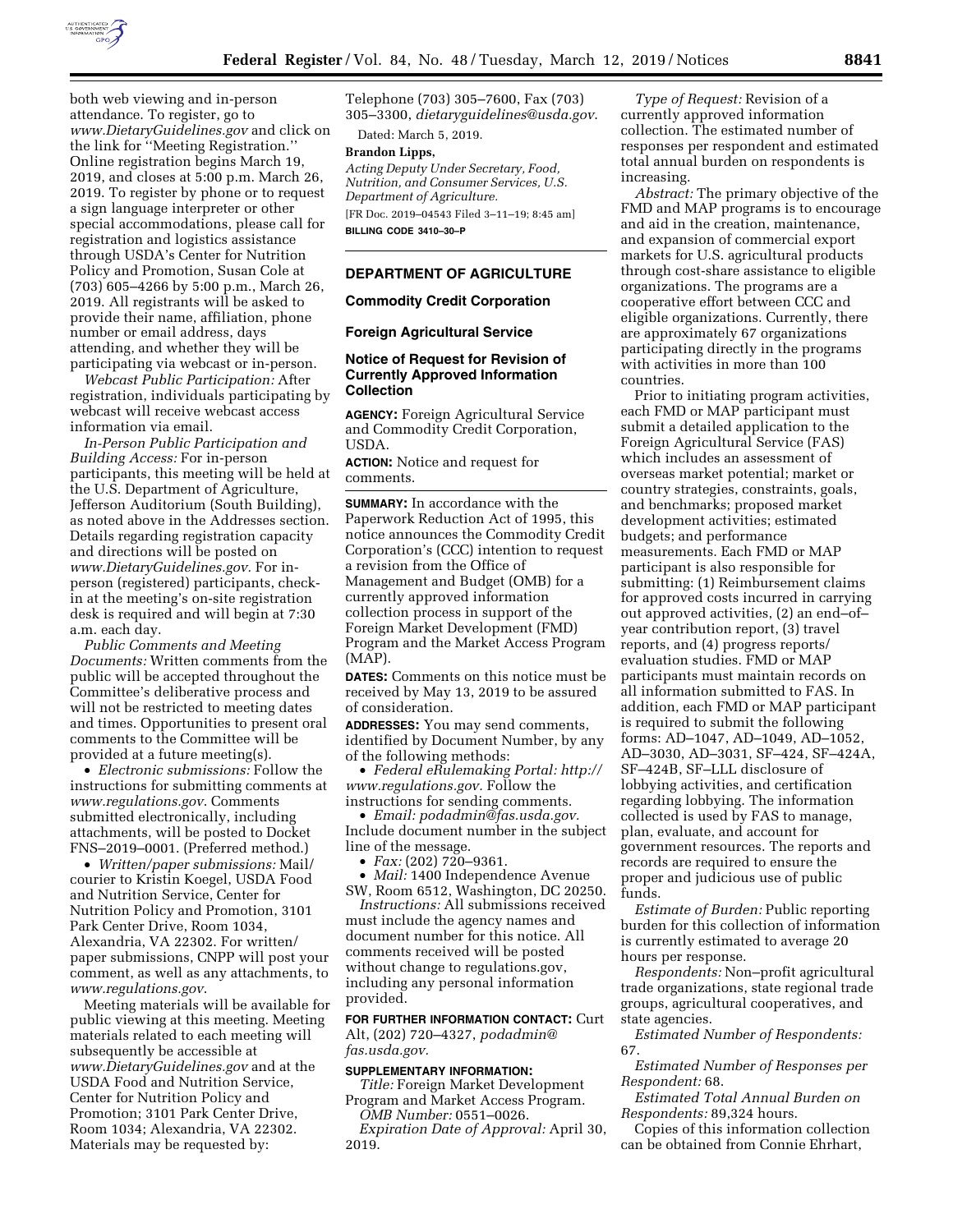both web viewing and in-person attendance. To register, go to *www.DietaryGuidelines.gov* and click on the link for ''Meeting Registration.'' Online registration begins March 19, 2019, and closes at 5:00 p.m. March 26, 2019. To register by phone or to request a sign language interpreter or other special accommodations, please call for registration and logistics assistance through USDA's Center for Nutrition Policy and Promotion, Susan Cole at (703) 605–4266 by 5:00 p.m., March 26, 2019. All registrants will be asked to provide their name, affiliation, phone number or email address, days attending, and whether they will be participating via webcast or in-person.

*Webcast Public Participation:* After registration, individuals participating by webcast will receive webcast access information via email.

*In-Person Public Participation and Building Access:* For in-person participants, this meeting will be held at the U.S. Department of Agriculture, Jefferson Auditorium (South Building), as noted above in the Addresses section. Details regarding registration capacity and directions will be posted on *www.DietaryGuidelines.gov.* For in-person (registered) participants, check-in at the meeting's on-site registration desk is required and will begin at 7:30 a.m. each day.

*Public Comments and Meeting Documents:* Written comments from the public will be accepted throughout the Committee's deliberative process and will not be restricted to meeting dates and times. Opportunities to present oral comments to the Committee will be provided at a future meeting(s).

- *Electronic submissions:* Follow the instructions for submitting comments at *www.regulations.gov*. Comments submitted electronically, including attachments, will be posted to Docket FNS–2019–0001. (Preferred method.)
- *Written/paper submissions:* Mail/courier to Kristin Koegel, USDA Food and Nutrition Service, Center for Nutrition Policy and Promotion, 3101 Park Center Drive, Room 1034, Alexandria, VA 22302. For written/paper submissions, CNPP will post your comment, as well as any attachments, to *www.regulations.gov*.

Meeting materials will be available for public viewing at this meeting. Meeting materials related to each meeting will subsequently be accessible at *www.DietaryGuidelines.gov* and at the USDA Food and Nutrition Service, Center for Nutrition Policy and Promotion; 3101 Park Center Drive, Room 1034; Alexandria, VA 22302. Materials may be requested by: Telephone (703) 305–7600, Fax (703) 305–3300, *dietaryguidelines@usda.gov*.

Dated: March 5, 2019.

**Brandon Lipps,**

*Acting Deputy Under Secretary, Food, Nutrition, and Consumer Services, U.S. Department of Agriculture.*

[FR Doc. 2019–04543 Filed 3–11–19; 8:45 am]

**BILLING CODE 3410–30–P**

## DEPARTMENT OF AGRICULTURE

### Commodity Credit Corporation

### Foreign Agricultural Service

### Notice of Request for Revision of Currently Approved Information Collection

**AGENCY:** Foreign Agricultural Service and Commodity Credit Corporation, USDA.

**ACTION:** Notice and request for comments.

**SUMMARY:** In accordance with the Paperwork Reduction Act of 1995, this notice announces the Commodity Credit Corporation's (CCC) intention to request a revision from the Office of Management and Budget (OMB) for a currently approved information collection process in support of the Foreign Market Development (FMD) Program and the Market Access Program (MAP).

**DATES:** Comments on this notice must be received by May 13, 2019 to be assured of consideration.

**ADDRESSES:** You may send comments, identified by Document Number, by any of the following methods:

- *Federal eRulemaking Portal: http://www.regulations.gov.* Follow the instructions for sending comments.
- *Email: podadmin@fas.usda.gov.* Include document number in the subject line of the message.
- *Fax:* (202) 720–9361.
- *Mail:* 1400 Independence Avenue SW, Room 6512, Washington, DC 20250.

*Instructions:* All submissions received must include the agency names and document number for this notice. All comments received will be posted without change to regulations.gov, including any personal information provided.

**FOR FURTHER INFORMATION CONTACT:** Curt Alt, (202) 720–4327, *podadmin@fas.usda.gov.*

**SUPPLEMENTARY INFORMATION:**

*Title:* Foreign Market Development Program and Market Access Program.

*OMB Number:* 0551–0026.

*Expiration Date of Approval:* April 30, 2019.

*Type of Request:* Revision of a currently approved information collection. The estimated number of responses per respondent and estimated total annual burden on respondents is increasing.

*Abstract:* The primary objective of the FMD and MAP programs is to encourage and aid in the creation, maintenance, and expansion of commercial export markets for U.S. agricultural products through cost-share assistance to eligible organizations. The programs are a cooperative effort between CCC and eligible organizations. Currently, there are approximately 67 organizations participating directly in the programs with activities in more than 100 countries.

Prior to initiating program activities, each FMD or MAP participant must submit a detailed application to the Foreign Agricultural Service (FAS) which includes an assessment of overseas market potential; market or country strategies, constraints, goals, and benchmarks; proposed market development activities; estimated budgets; and performance measurements. Each FMD or MAP participant is also responsible for submitting: (1) Reimbursement claims for approved costs incurred in carrying out approved activities, (2) an end–of–year contribution report, (3) travel reports, and (4) progress reports/evaluation studies. FMD or MAP participants must maintain records on all information submitted to FAS. In addition, each FMD or MAP participant is required to submit the following forms: AD–1047, AD–1049, AD–1052, AD–3030, AD–3031, SF–424, SF–424A, SF–424B, SF–LLL disclosure of lobbying activities, and certification regarding lobbying. The information collected is used by FAS to manage, plan, evaluate, and account for government resources. The reports and records are required to ensure the proper and judicious use of public funds.

*Estimate of Burden:* Public reporting burden for this collection of information is currently estimated to average 20 hours per response.

*Respondents:* Non–profit agricultural trade organizations, state regional trade groups, agricultural cooperatives, and state agencies.

*Estimated Number of Respondents:* 67.

*Estimated Number of Responses per Respondent:* 68.

*Estimated Total Annual Burden on Respondents:* 89,324 hours.

Copies of this information collection can be obtained from Connie Ehrhart,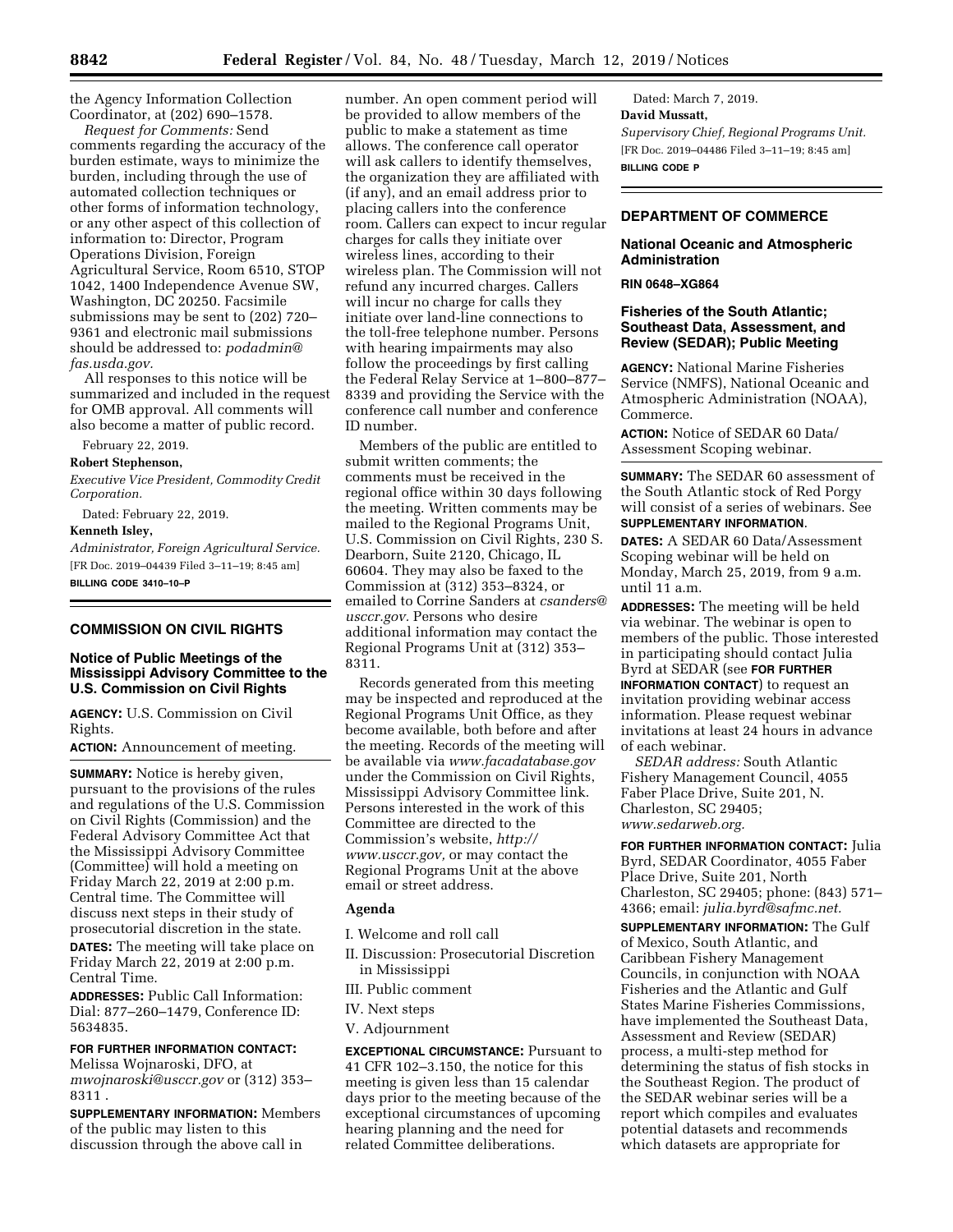the Agency Information Collection Coordinator, at (202) 690–1578.

*Request for Comments:* Send comments regarding the accuracy of the burden estimate, ways to minimize the burden, including through the use of automated collection techniques or other forms of information technology, or any other aspect of this collection of information to: Director, Program Operations Division, Foreign Agricultural Service, Room 6510, STOP 1042, 1400 Independence Avenue SW, Washington, DC 20250. Facsimile submissions may be sent to (202) 720–9361 and electronic mail submissions should be addressed to: *podadmin@fas.usda.gov.*

All responses to this notice will be summarized and included in the request for OMB approval. All comments will also become a matter of public record.

February 22, 2019.

**Robert Stephenson,**

*Executive Vice President, Commodity Credit Corporation.*

Dated: February 22, 2019.

**Kenneth Isley,**

*Administrator, Foreign Agricultural Service.*

[FR Doc. 2019–04439 Filed 3–11–19; 8:45 am]

**BILLING CODE 3410–10–P**

## COMMISSION ON CIVIL RIGHTS

### Notice of Public Meetings of the Mississippi Advisory Committee to the U.S. Commission on Civil Rights

**AGENCY:** U.S. Commission on Civil Rights.

**ACTION:** Announcement of meeting.

**SUMMARY:** Notice is hereby given, pursuant to the provisions of the rules and regulations of the U.S. Commission on Civil Rights (Commission) and the Federal Advisory Committee Act that the Mississippi Advisory Committee (Committee) will hold a meeting on Friday March 22, 2019 at 2:00 p.m. Central time. The Committee will discuss next steps in their study of prosecutorial discretion in the state.

**DATES:** The meeting will take place on Friday March 22, 2019 at 2:00 p.m. Central Time.

**ADDRESSES:** Public Call Information: Dial: 877–260–1479, Conference ID: 5634835.

**FOR FURTHER INFORMATION CONTACT:** Melissa Wojnaroski, DFO, at *mwojnaroski@usccr.gov* or (312) 353–8311 .

**SUPPLEMENTARY INFORMATION:** Members of the public may listen to this discussion through the above call in number. An open comment period will be provided to allow members of the public to make a statement as time allows. The conference call operator will ask callers to identify themselves, the organization they are affiliated with (if any), and an email address prior to placing callers into the conference room. Callers can expect to incur regular charges for calls they initiate over wireless lines, according to their wireless plan. The Commission will not refund any incurred charges. Callers will incur no charge for calls they initiate over land-line connections to the toll-free telephone number. Persons with hearing impairments may also follow the proceedings by first calling the Federal Relay Service at 1–800–877–8339 and providing the Service with the conference call number and conference ID number.

Members of the public are entitled to submit written comments; the comments must be received in the regional office within 30 days following the meeting. Written comments may be mailed to the Regional Programs Unit, U.S. Commission on Civil Rights, 230 S. Dearborn, Suite 2120, Chicago, IL 60604. They may also be faxed to the Commission at (312) 353–8324, or emailed to Corrine Sanders at *csanders@usccr.gov.* Persons who desire additional information may contact the Regional Programs Unit at (312) 353–8311.

Records generated from this meeting may be inspected and reproduced at the Regional Programs Unit Office, as they become available, both before and after the meeting. Records of the meeting will be available via *www.facadatabase.gov* under the Commission on Civil Rights, Mississippi Advisory Committee link. Persons interested in the work of this Committee are directed to the Commission's website, *http://www.usccr.gov,* or may contact the Regional Programs Unit at the above email or street address.

### Agenda

I. Welcome and roll call

II. Discussion: Prosecutorial Discretion in Mississippi

III. Public comment

IV. Next steps

V. Adjournment

**EXCEPTIONAL CIRCUMSTANCE:** Pursuant to 41 CFR 102–3.150, the notice for this meeting is given less than 15 calendar days prior to the meeting because of the exceptional circumstances of upcoming hearing planning and the need for related Committee deliberations.

Dated: March 7, 2019.

**David Mussatt,**

*Supervisory Chief, Regional Programs Unit.*

[FR Doc. 2019–04486 Filed 3–11–19; 8:45 am]

**BILLING CODE P**

## DEPARTMENT OF COMMERCE

### National Oceanic and Atmospheric Administration

**RIN 0648–XG864**

### Fisheries of the South Atlantic; Southeast Data, Assessment, and Review (SEDAR); Public Meeting

**AGENCY:** National Marine Fisheries Service (NMFS), National Oceanic and Atmospheric Administration (NOAA), Commerce.

**ACTION:** Notice of SEDAR 60 Data/Assessment Scoping webinar.

**SUMMARY:** The SEDAR 60 assessment of the South Atlantic stock of Red Porgy will consist of a series of webinars. See **SUPPLEMENTARY INFORMATION**.

**DATES:** A SEDAR 60 Data/Assessment Scoping webinar will be held on Monday, March 25, 2019, from 9 a.m. until 11 a.m.

**ADDRESSES:** The meeting will be held via webinar. The webinar is open to members of the public. Those interested in participating should contact Julia Byrd at SEDAR (see **FOR FURTHER INFORMATION CONTACT**) to request an invitation providing webinar access information. Please request webinar invitations at least 24 hours in advance of each webinar.

*SEDAR address:* South Atlantic Fishery Management Council, 4055 Faber Place Drive, Suite 201, N. Charleston, SC 29405; *www.sedarweb.org.*

**FOR FURTHER INFORMATION CONTACT:** Julia Byrd, SEDAR Coordinator, 4055 Faber Place Drive, Suite 201, North Charleston, SC 29405; phone: (843) 571–4366; email: *julia.byrd@safmc.net.*

**SUPPLEMENTARY INFORMATION:** The Gulf of Mexico, South Atlantic, and Caribbean Fishery Management Councils, in conjunction with NOAA Fisheries and the Atlantic and Gulf States Marine Fisheries Commissions, have implemented the Southeast Data, Assessment and Review (SEDAR) process, a multi-step method for determining the status of fish stocks in the Southeast Region. The product of the SEDAR webinar series will be a report which compiles and evaluates potential datasets and recommends which datasets are appropriate for